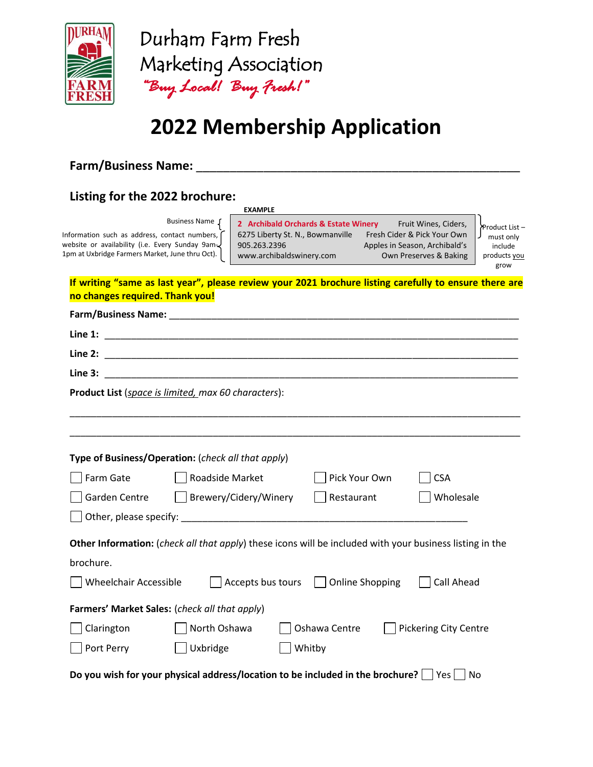# Durham Farm Fresh Marketing Association

*"Buy Local! Buy Fresh!"*

# 2022 Membership Application

**Farm/Business Name:** ____________________________________________

## Listing for the 2022 brochure:

**EXAMPLE**

Business Name { **2 Archibald Orchards & Estate Winery**

Information such as address, contact numbers, website or availability (i.e. Every Sunday 9am-1pm at Uxbridge Farmers Market, June thru Oct). {
6275 Liberty St. N., Bowmanville
905.263.2396
www.archibaldswinery.com

Fruit Wines, Ciders, Fresh Cider & Pick Your Own Apples in Season, Archibald's Own Preserves & Baking } Product List – must only include products you grow

**If writing "same as last year", please review your 2021 brochure listing carefully to ensure there are no changes required. Thank you!**

**Farm/Business Name:** ____________________________________________

**Line 1:** ____________________________________________

**Line 2:** ____________________________________________

**Line 3:** ____________________________________________

**Product List** (*space is limited, max 60 characters*):

____________________________________________

____________________________________________

**Type of Business/Operation:** (*check all that apply*)

☐ Farm Gate ☐ Roadside Market ☐ Pick Your Own ☐ CSA

☐ Garden Centre ☐ Brewery/Cidery/Winery ☐ Restaurant ☐ Wholesale

☐ Other, please specify: ____________________________________________

**Other Information:** (*check all that apply*) these icons will be included with your business listing in the brochure.

☐ Wheelchair Accessible ☐ Accepts bus tours ☐ Online Shopping ☐ Call Ahead

**Farmers' Market Sales:** (*check all that apply*)

☐ Clarington ☐ North Oshawa ☐ Oshawa Centre ☐ Pickering City Centre

☐ Port Perry ☐ Uxbridge ☐ Whitby

**Do you wish for your physical address/location to be included in the brochure?** ☐ Yes ☐ No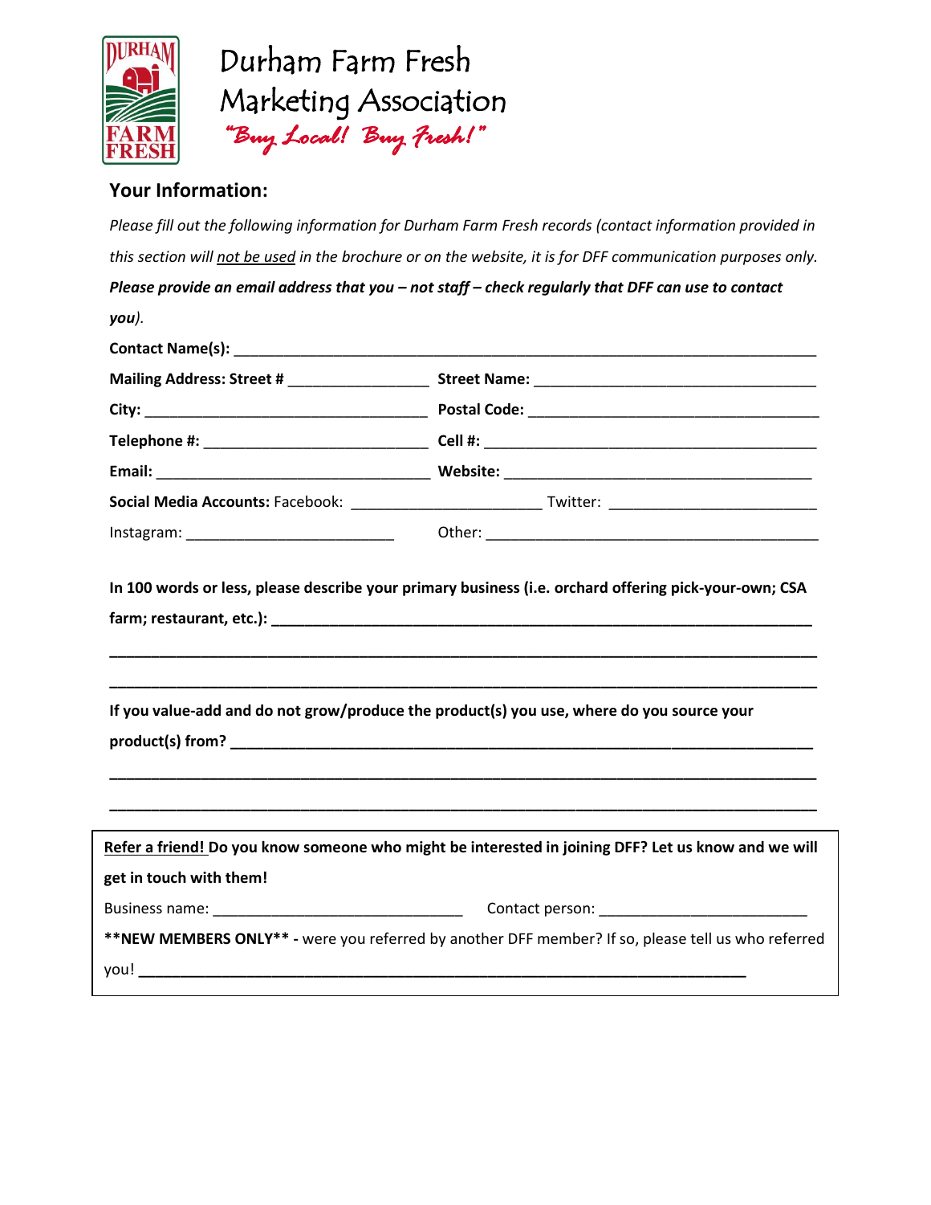# Durham Farm Fresh Marketing Association

*"Buy Local! Buy Fresh!"*

## Your Information:

*Please fill out the following information for Durham Farm Fresh records (contact information provided in this section will not be used in the brochure or on the website, it is for DFF communication purposes only.* ***Please provide an email address that you – not staff – check regularly that DFF can use to contact you****).*

**Contact Name(s):** ______________________________________________

**Mailing Address: Street #** ________________ **Street Name:** ______________________________

**City:** ______________________________ **Postal Code:** ______________________________

**Telephone #:** ________________________ **Cell #:** ______________________________

**Email:** ______________________________ **Website:** ______________________________

**Social Media Accounts:** Facebook: ____________________ Twitter: ____________________

Instagram: ____________________ Other: ______________________________

**In 100 words or less, please describe your primary business (i.e. orchard offering pick-your-own; CSA farm; restaurant, etc.):** ______________________________________________

______________________________________________

______________________________________________

**If you value-add and do not grow/produce the product(s) you use, where do you source your product(s) from?** ______________________________________________

______________________________________________

______________________________________________

**Refer a friend! Do you know someone who might be interested in joining DFF? Let us know and we will get in touch with them!**

Business name: ______________________________ Contact person: ____________________

****NEW MEMBERS ONLY** -** were you referred by another DFF member? If so, please tell us who referred you! ______________________________________________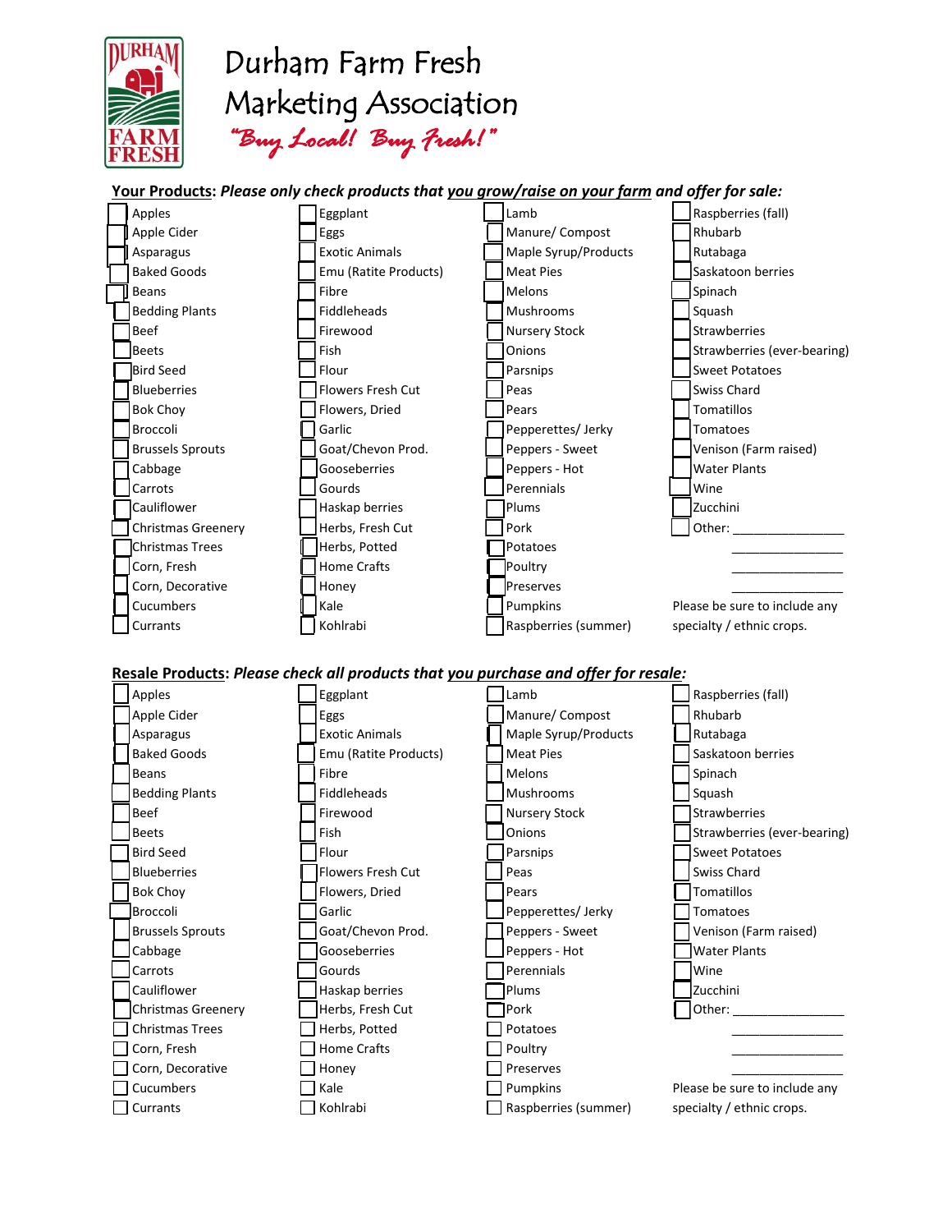# Durham Farm Fresh Marketing Association

*"Buy Local! Buy Fresh!"*

**Your Products**: ***Please only check products that you grow/raise on your farm and offer for sale:***

| | | | |
|---|---|---|---|
| ☐ Apples | ☐ Eggplant | ☐ Lamb | ☐ Raspberries (fall) |
| ☐ Apple Cider | ☐ Eggs | ☐ Manure/ Compost | ☐ Rhubarb |
| ☐ Asparagus | ☐ Exotic Animals | ☐ Maple Syrup/Products | ☐ Rutabaga |
| ☐ Baked Goods | ☐ Emu (Ratite Products) | ☐ Meat Pies | ☐ Saskatoon berries |
| ☐ Beans | ☐ Fibre | ☐ Melons | ☐ Spinach |
| ☐ Bedding Plants | ☐ Fiddleheads | ☐ Mushrooms | ☐ Squash |
| ☐ Beef | ☐ Firewood | ☐ Nursery Stock | ☐ Strawberries |
| ☐ Beets | ☐ Fish | ☐ Onions | ☐ Strawberries (ever-bearing) |
| ☐ Bird Seed | ☐ Flour | ☐ Parsnips | ☐ Sweet Potatoes |
| ☐ Blueberries | ☐ Flowers Fresh Cut | ☐ Peas | ☐ Swiss Chard |
| ☐ Bok Choy | ☐ Flowers, Dried | ☐ Pears | ☐ Tomatillos |
| ☐ Broccoli | ☐ Garlic | ☐ Pepperettes/ Jerky | ☐ Tomatoes |
| ☐ Brussels Sprouts | ☐ Goat/Chevon Prod. | ☐ Peppers - Sweet | ☐ Venison (Farm raised) |
| ☐ Cabbage | ☐ Gooseberries | ☐ Peppers - Hot | ☐ Water Plants |
| ☐ Carrots | ☐ Gourds | ☐ Perennials | ☐ Wine |
| ☐ Cauliflower | ☐ Haskap berries | ☐ Plums | ☐ Zucchini |
| ☐ Christmas Greenery | ☐ Herbs, Fresh Cut | ☐ Pork | ☐ Other: _______________ |
| ☐ Christmas Trees | ☐ Herbs, Potted | ☐ Potatoes | _______________ |
| ☐ Corn, Fresh | ☐ Home Crafts | ☐ Poultry | _______________ |
| ☐ Corn, Decorative | ☐ Honey | ☐ Preserves | _______________ |
| ☐ Cucumbers | ☐ Kale | ☐ Pumpkins | Please be sure to include any |
| ☐ Currants | ☐ Kohlrabi | ☐ Raspberries (summer) | specialty / ethnic crops. |

**Resale Products**: ***Please check all products that you purchase and offer for resale:***

| | | | |
|---|---|---|---|
| ☐ Apples | ☐ Eggplant | ☐ Lamb | ☐ Raspberries (fall) |
| ☐ Apple Cider | ☐ Eggs | ☐ Manure/ Compost | ☐ Rhubarb |
| ☐ Asparagus | ☐ Exotic Animals | ☐ Maple Syrup/Products | ☐ Rutabaga |
| ☐ Baked Goods | ☐ Emu (Ratite Products) | ☐ Meat Pies | ☐ Saskatoon berries |
| ☐ Beans | ☐ Fibre | ☐ Melons | ☐ Spinach |
| ☐ Bedding Plants | ☐ Fiddleheads | ☐ Mushrooms | ☐ Squash |
| ☐ Beef | ☐ Firewood | ☐ Nursery Stock | ☐ Strawberries |
| ☐ Beets | ☐ Fish | ☐ Onions | ☐ Strawberries (ever-bearing) |
| ☐ Bird Seed | ☐ Flour | ☐ Parsnips | ☐ Sweet Potatoes |
| ☐ Blueberries | ☐ Flowers Fresh Cut | ☐ Peas | ☐ Swiss Chard |
| ☐ Bok Choy | ☐ Flowers, Dried | ☐ Pears | ☐ Tomatillos |
| ☐ Broccoli | ☐ Garlic | ☐ Pepperettes/ Jerky | ☐ Tomatoes |
| ☐ Brussels Sprouts | ☐ Goat/Chevon Prod. | ☐ Peppers - Sweet | ☐ Venison (Farm raised) |
| ☐ Cabbage | ☐ Gooseberries | ☐ Peppers - Hot | ☐ Water Plants |
| ☐ Carrots | ☐ Gourds | ☐ Perennials | ☐ Wine |
| ☐ Cauliflower | ☐ Haskap berries | ☐ Plums | ☐ Zucchini |
| ☐ Christmas Greenery | ☐ Herbs, Fresh Cut | ☐ Pork | ☐ Other: _______________ |
| ☐ Christmas Trees | ☐ Herbs, Potted | ☐ Potatoes | _______________ |
| ☐ Corn, Fresh | ☐ Home Crafts | ☐ Poultry | _______________ |
| ☐ Corn, Decorative | ☐ Honey | ☐ Preserves | _______________ |
| ☐ Cucumbers | ☐ Kale | ☐ Pumpkins | Please be sure to include any |
| ☐ Currants | ☐ Kohlrabi | ☐ Raspberries (summer) | specialty / ethnic crops. |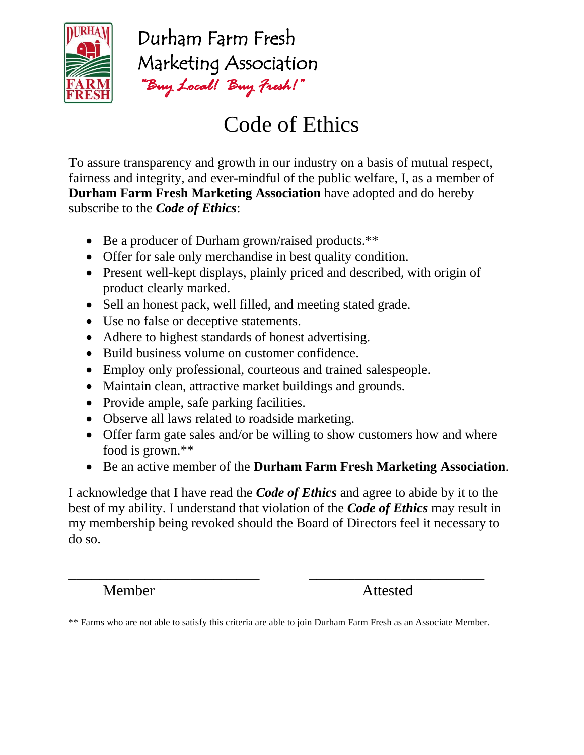Durham Farm Fresh
Marketing Association
*"Buy Local! Buy Fresh!"*

# Code of Ethics

To assure transparency and growth in our industry on a basis of mutual respect, fairness and integrity, and ever-mindful of the public welfare, I, as a member of **Durham Farm Fresh Marketing Association** have adopted and do hereby subscribe to the ***Code of Ethics***:

- Be a producer of Durham grown/raised products.**
- Offer for sale only merchandise in best quality condition.
- Present well-kept displays, plainly priced and described, with origin of product clearly marked.
- Sell an honest pack, well filled, and meeting stated grade.
- Use no false or deceptive statements.
- Adhere to highest standards of honest advertising.
- Build business volume on customer confidence.
- Employ only professional, courteous and trained salespeople.
- Maintain clean, attractive market buildings and grounds.
- Provide ample, safe parking facilities.
- Observe all laws related to roadside marketing.
- Offer farm gate sales and/or be willing to show customers how and where food is grown.**
- Be an active member of the **Durham Farm Fresh Marketing Association**.

I acknowledge that I have read the ***Code of Ethics*** and agree to abide by it to the best of my ability. I understand that violation of the ***Code of Ethics*** may result in my membership being revoked should the Board of Directors feel it necessary to do so.

\_\_\_\_\_\_\_\_\_\_\_\_\_\_\_\_\_\_\_\_\_\_\_\_\_\_\_ \_\_\_\_\_\_\_\_\_\_\_\_\_\_\_\_\_\_\_\_\_\_\_\_\_\_\_

Member Attested

** Farms who are not able to satisfy this criteria are able to join Durham Farm Fresh as an Associate Member.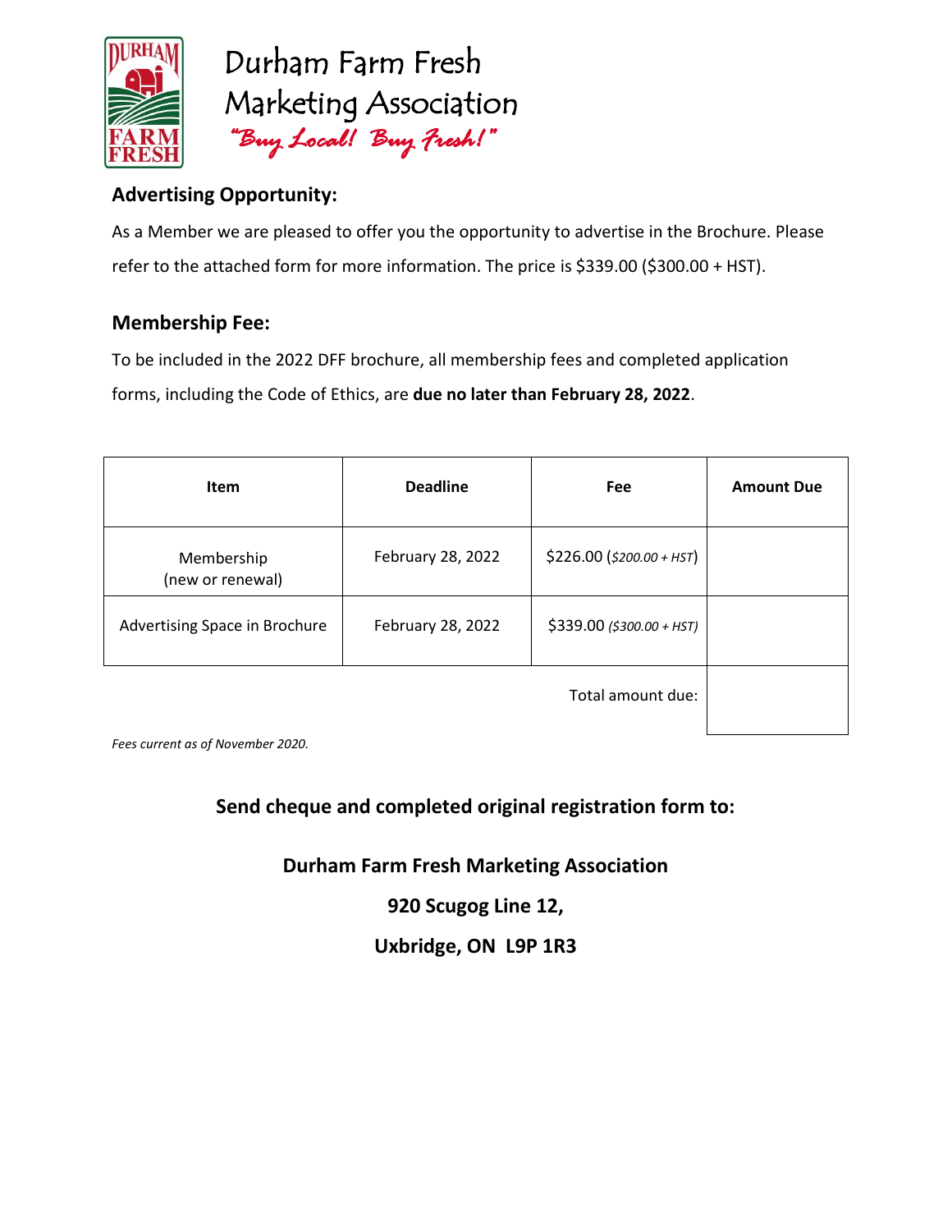# Durham Farm Fresh Marketing Association

*"Buy Local! Buy Fresh!"*

## Advertising Opportunity:

As a Member we are pleased to offer you the opportunity to advertise in the Brochure. Please refer to the attached form for more information. The price is $339.00 ($300.00 + HST).

## Membership Fee:

To be included in the 2022 DFF brochure, all membership fees and completed application forms, including the Code of Ethics, are **due no later than February 28, 2022**.

| Item | Deadline | Fee | Amount Due |
|---|---|---|---|
| Membership (new or renewal) | February 28, 2022 | $226.00 (*$200.00 + HST*) | |
| Advertising Space in Brochure | February 28, 2022 | $339.00 (*$300.00 + HST*) | |
| | | Total amount due: | |

*Fees current as of November 2020.*

**Send cheque and completed original registration form to:**

**Durham Farm Fresh Marketing Association**

**920 Scugog Line 12,**

**Uxbridge, ON L9P 1R3**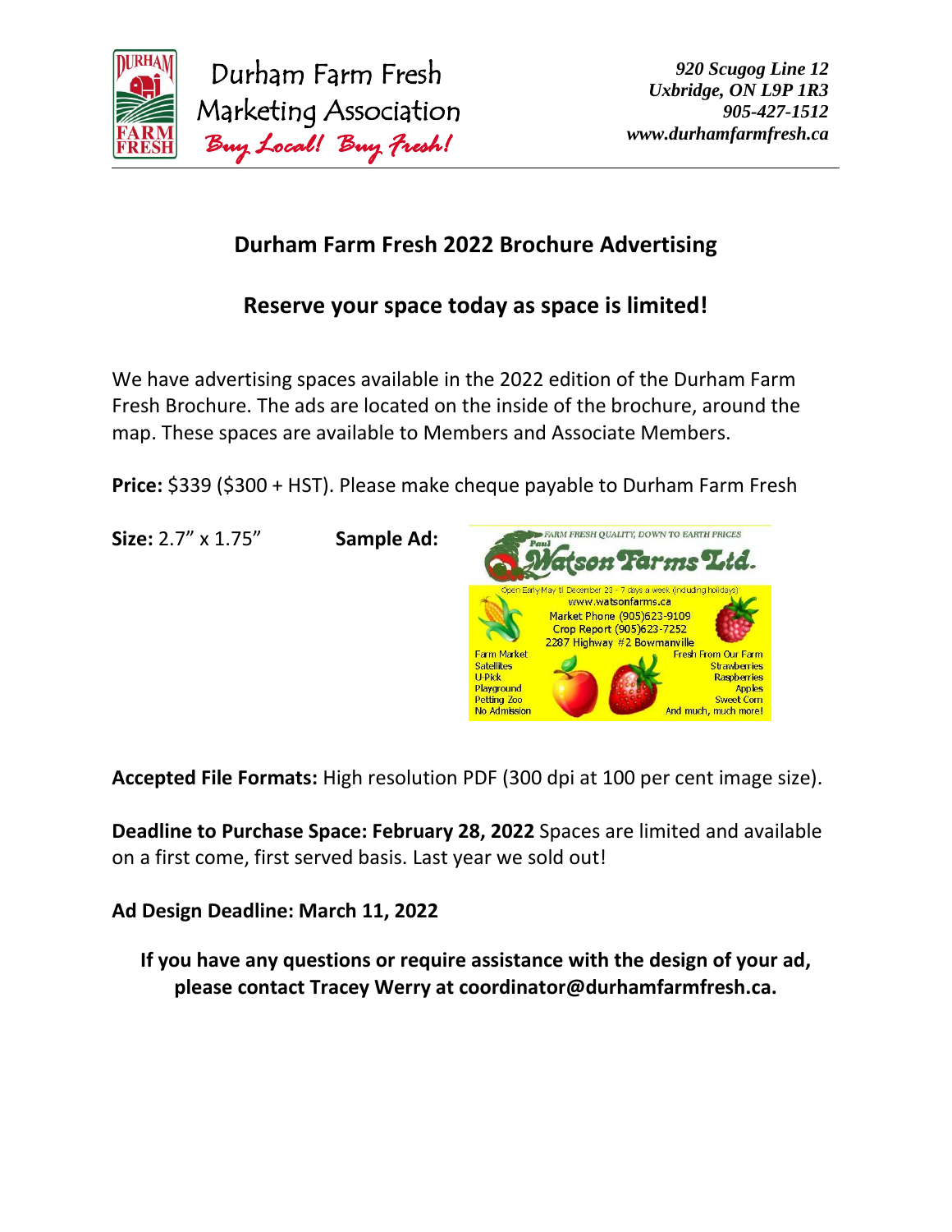Durham Farm Fresh Marketing Association
*Buy Local! Buy Fresh!*

*920 Scugog Line 12*
*Uxbridge, ON L9P 1R3*
*905-427-1512*
*www.durhamfarmfresh.ca*

## Durham Farm Fresh 2022 Brochure Advertising

## Reserve your space today as space is limited!

We have advertising spaces available in the 2022 edition of the Durham Farm Fresh Brochure. The ads are located on the inside of the brochure, around the map. These spaces are available to Members and Associate Members.

**Price:** $339 ($300 + HST). Please make cheque payable to Durham Farm Fresh

**Size:** 2.7" x 1.75" **Sample Ad:**

**Accepted File Formats:** High resolution PDF (300 dpi at 100 per cent image size).

**Deadline to Purchase Space: February 28, 2022** Spaces are limited and available on a first come, first served basis. Last year we sold out!

**Ad Design Deadline: March 11, 2022**

**If you have any questions or require assistance with the design of your ad, please contact Tracey Werry at coordinator@durhamfarmfresh.ca.**